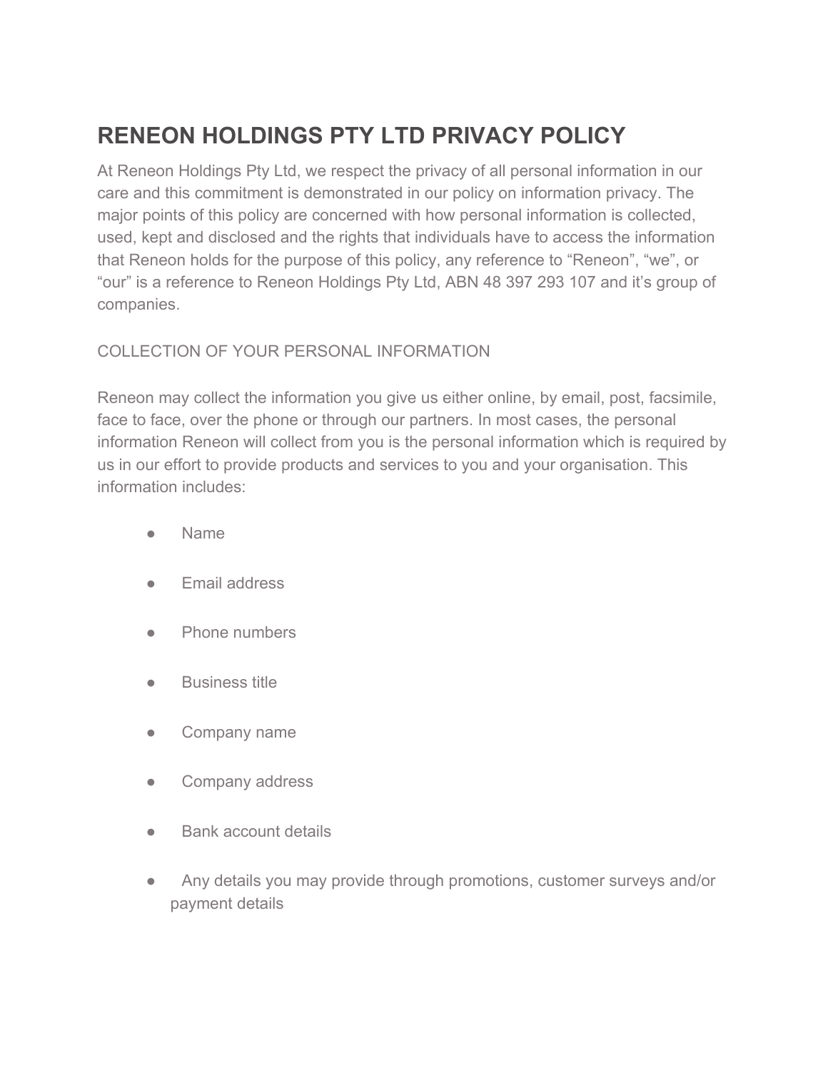# RENEON HOLDINGS PTY LTD PRIVACY POLICY

At Reneon Holdings Pty Ltd, we respect the privacy of all personal information in our care and this commitment is demonstrated in our policy on information privacy. The major points of this policy are concerned with how personal information is collected, used, kept and disclosed and the rights that individuals have to access the information that Reneon holds for the purpose of this policy, any reference to “Reneon”, “we”, or “our” is a reference to Reneon Holdings Pty Ltd, ABN 48 397 293 107 and it’s group of companies.

## COLLECTION OF YOUR PERSONAL INFORMATION

Reneon may collect the information you give us either online, by email, post, facsimile, face to face, over the phone or through our partners. In most cases, the personal information Reneon will collect from you is the personal information which is required by us in our effort to provide products and services to you and your organisation. This information includes:

- Name
- Email address
- Phone numbers
- Business title
- Company name
- Company address
- Bank account details
- Any details you may provide through promotions, customer surveys and/or payment details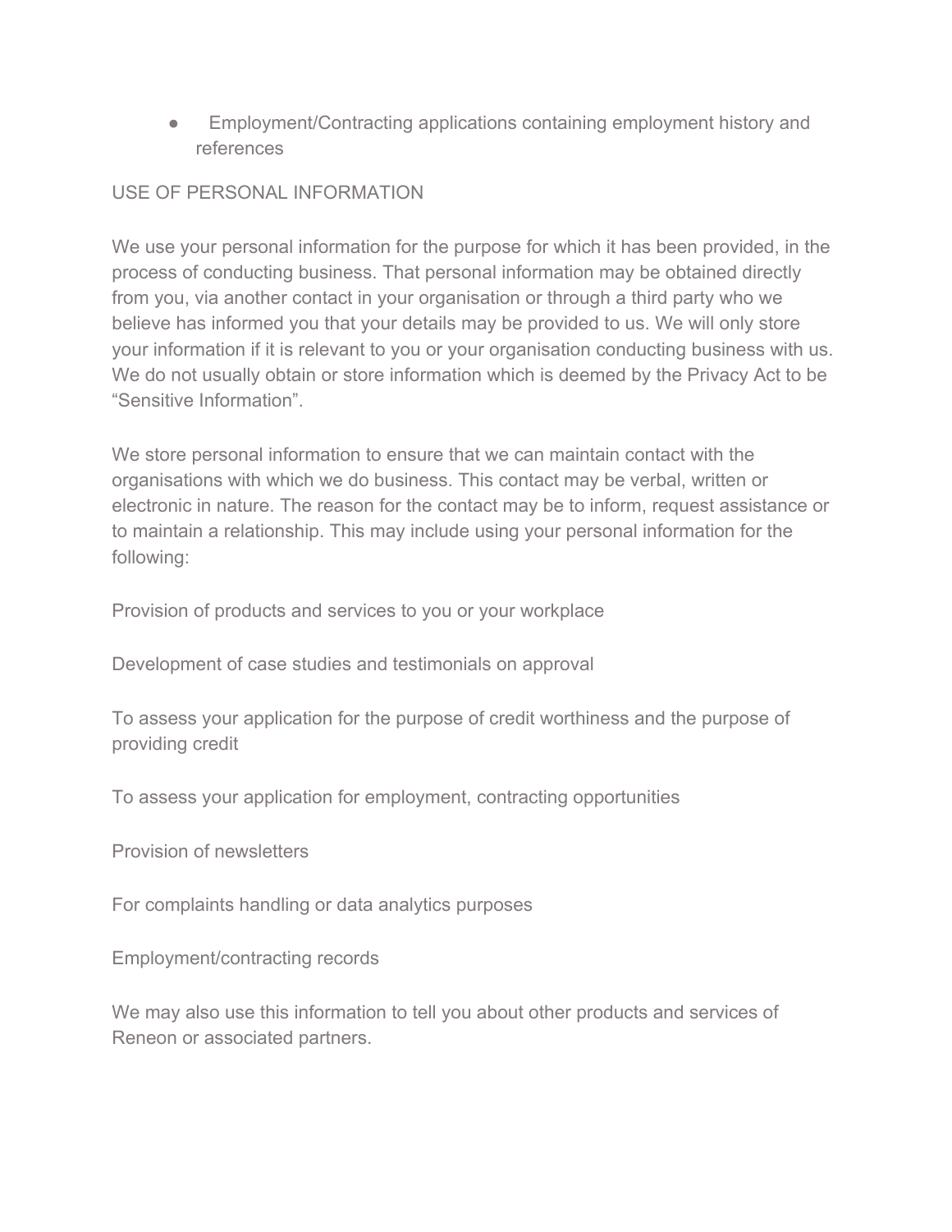- Employment/Contracting applications containing employment history and references

## USE OF PERSONAL INFORMATION

We use your personal information for the purpose for which it has been provided, in the process of conducting business. That personal information may be obtained directly from you, via another contact in your organisation or through a third party who we believe has informed you that your details may be provided to us. We will only store your information if it is relevant to you or your organisation conducting business with us. We do not usually obtain or store information which is deemed by the Privacy Act to be "Sensitive Information".

We store personal information to ensure that we can maintain contact with the organisations with which we do business. This contact may be verbal, written or electronic in nature. The reason for the contact may be to inform, request assistance or to maintain a relationship. This may include using your personal information for the following:

Provision of products and services to you or your workplace

Development of case studies and testimonials on approval

To assess your application for the purpose of credit worthiness and the purpose of providing credit

To assess your application for employment, contracting opportunities

Provision of newsletters

For complaints handling or data analytics purposes

Employment/contracting records

We may also use this information to tell you about other products and services of Reneon or associated partners.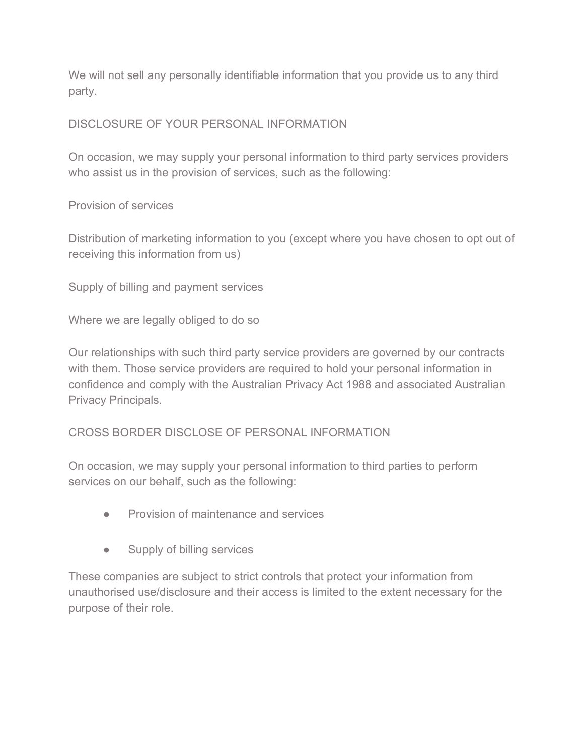We will not sell any personally identifiable information that you provide us to any third party.

## DISCLOSURE OF YOUR PERSONAL INFORMATION

On occasion, we may supply your personal information to third party services providers who assist us in the provision of services, such as the following:

Provision of services

Distribution of marketing information to you (except where you have chosen to opt out of receiving this information from us)

Supply of billing and payment services

Where we are legally obliged to do so

Our relationships with such third party service providers are governed by our contracts with them. Those service providers are required to hold your personal information in confidence and comply with the Australian Privacy Act 1988 and associated Australian Privacy Principals.

## CROSS BORDER DISCLOSE OF PERSONAL INFORMATION

On occasion, we may supply your personal information to third parties to perform services on our behalf, such as the following:

- Provision of maintenance and services
- Supply of billing services

These companies are subject to strict controls that protect your information from unauthorised use/disclosure and their access is limited to the extent necessary for the purpose of their role.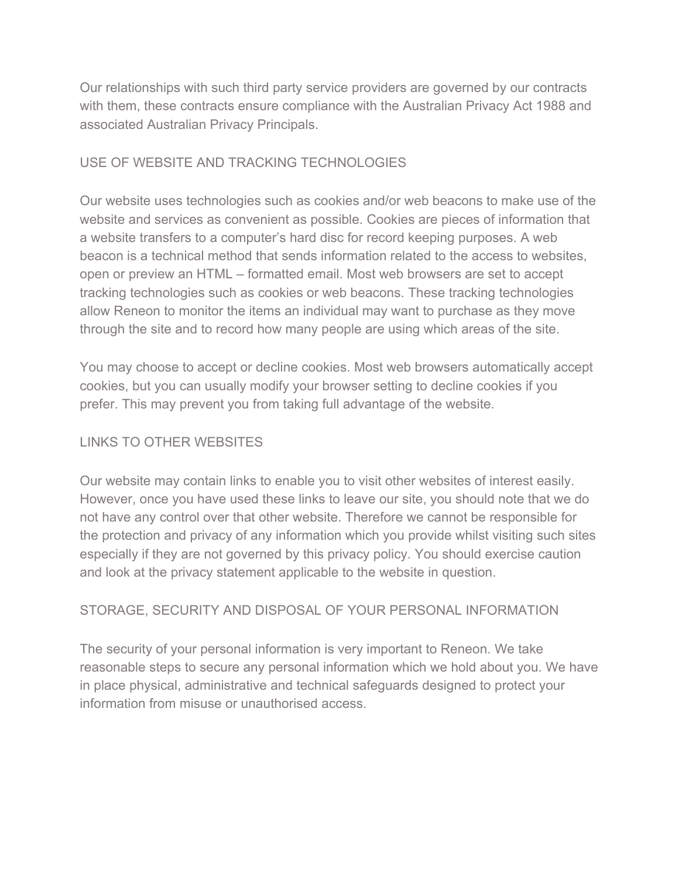Our relationships with such third party service providers are governed by our contracts with them, these contracts ensure compliance with the Australian Privacy Act 1988 and associated Australian Privacy Principals.

## USE OF WEBSITE AND TRACKING TECHNOLOGIES

Our website uses technologies such as cookies and/or web beacons to make use of the website and services as convenient as possible. Cookies are pieces of information that a website transfers to a computer's hard disc for record keeping purposes. A web beacon is a technical method that sends information related to the access to websites, open or preview an HTML – formatted email. Most web browsers are set to accept tracking technologies such as cookies or web beacons. These tracking technologies allow Reneon to monitor the items an individual may want to purchase as they move through the site and to record how many people are using which areas of the site.

You may choose to accept or decline cookies. Most web browsers automatically accept cookies, but you can usually modify your browser setting to decline cookies if you prefer. This may prevent you from taking full advantage of the website.

## LINKS TO OTHER WEBSITES

Our website may contain links to enable you to visit other websites of interest easily. However, once you have used these links to leave our site, you should note that we do not have any control over that other website. Therefore we cannot be responsible for the protection and privacy of any information which you provide whilst visiting such sites especially if they are not governed by this privacy policy. You should exercise caution and look at the privacy statement applicable to the website in question.

## STORAGE, SECURITY AND DISPOSAL OF YOUR PERSONAL INFORMATION

The security of your personal information is very important to Reneon. We take reasonable steps to secure any personal information which we hold about you. We have in place physical, administrative and technical safeguards designed to protect your information from misuse or unauthorised access.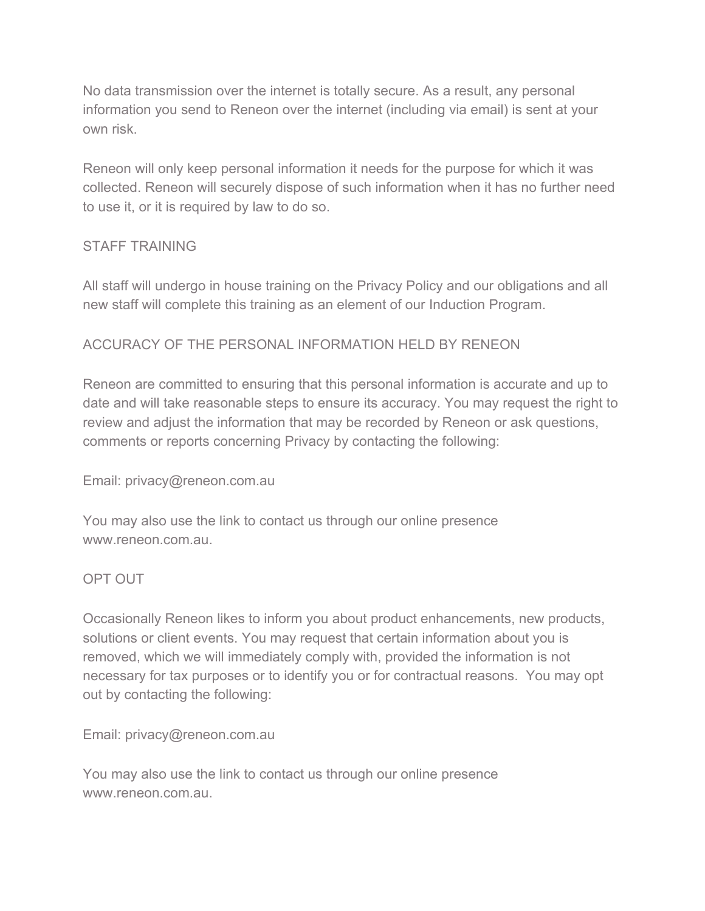No data transmission over the internet is totally secure. As a result, any personal information you send to Reneon over the internet (including via email) is sent at your own risk.

Reneon will only keep personal information it needs for the purpose for which it was collected. Reneon will securely dispose of such information when it has no further need to use it, or it is required by law to do so.

## STAFF TRAINING

All staff will undergo in house training on the Privacy Policy and our obligations and all new staff will complete this training as an element of our Induction Program.

## ACCURACY OF THE PERSONAL INFORMATION HELD BY RENEON

Reneon are committed to ensuring that this personal information is accurate and up to date and will take reasonable steps to ensure its accuracy. You may request the right to review and adjust the information that may be recorded by Reneon or ask questions, comments or reports concerning Privacy by contacting the following:

Email: privacy@reneon.com.au

You may also use the link to contact us through our online presence www.reneon.com.au.

## OPT OUT

Occasionally Reneon likes to inform you about product enhancements, new products, solutions or client events. You may request that certain information about you is removed, which we will immediately comply with, provided the information is not necessary for tax purposes or to identify you or for contractual reasons. You may opt out by contacting the following:

Email: privacy@reneon.com.au

You may also use the link to contact us through our online presence www.reneon.com.au.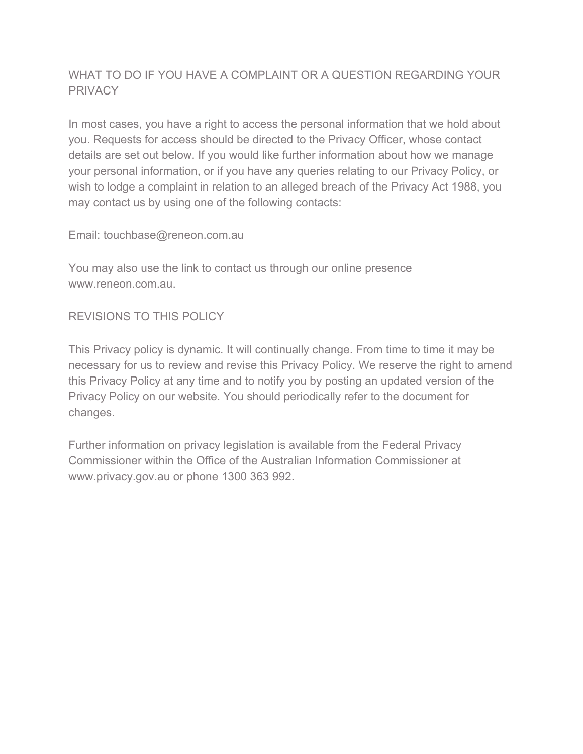## WHAT TO DO IF YOU HAVE A COMPLAINT OR A QUESTION REGARDING YOUR PRIVACY

In most cases, you have a right to access the personal information that we hold about you. Requests for access should be directed to the Privacy Officer, whose contact details are set out below. If you would like further information about how we manage your personal information, or if you have any queries relating to our Privacy Policy, or wish to lodge a complaint in relation to an alleged breach of the Privacy Act 1988, you may contact us by using one of the following contacts:

Email: touchbase@reneon.com.au

You may also use the link to contact us through our online presence www.reneon.com.au.

## REVISIONS TO THIS POLICY

This Privacy policy is dynamic. It will continually change. From time to time it may be necessary for us to review and revise this Privacy Policy. We reserve the right to amend this Privacy Policy at any time and to notify you by posting an updated version of the Privacy Policy on our website. You should periodically refer to the document for changes.

Further information on privacy legislation is available from the Federal Privacy Commissioner within the Office of the Australian Information Commissioner at www.privacy.gov.au or phone 1300 363 992.